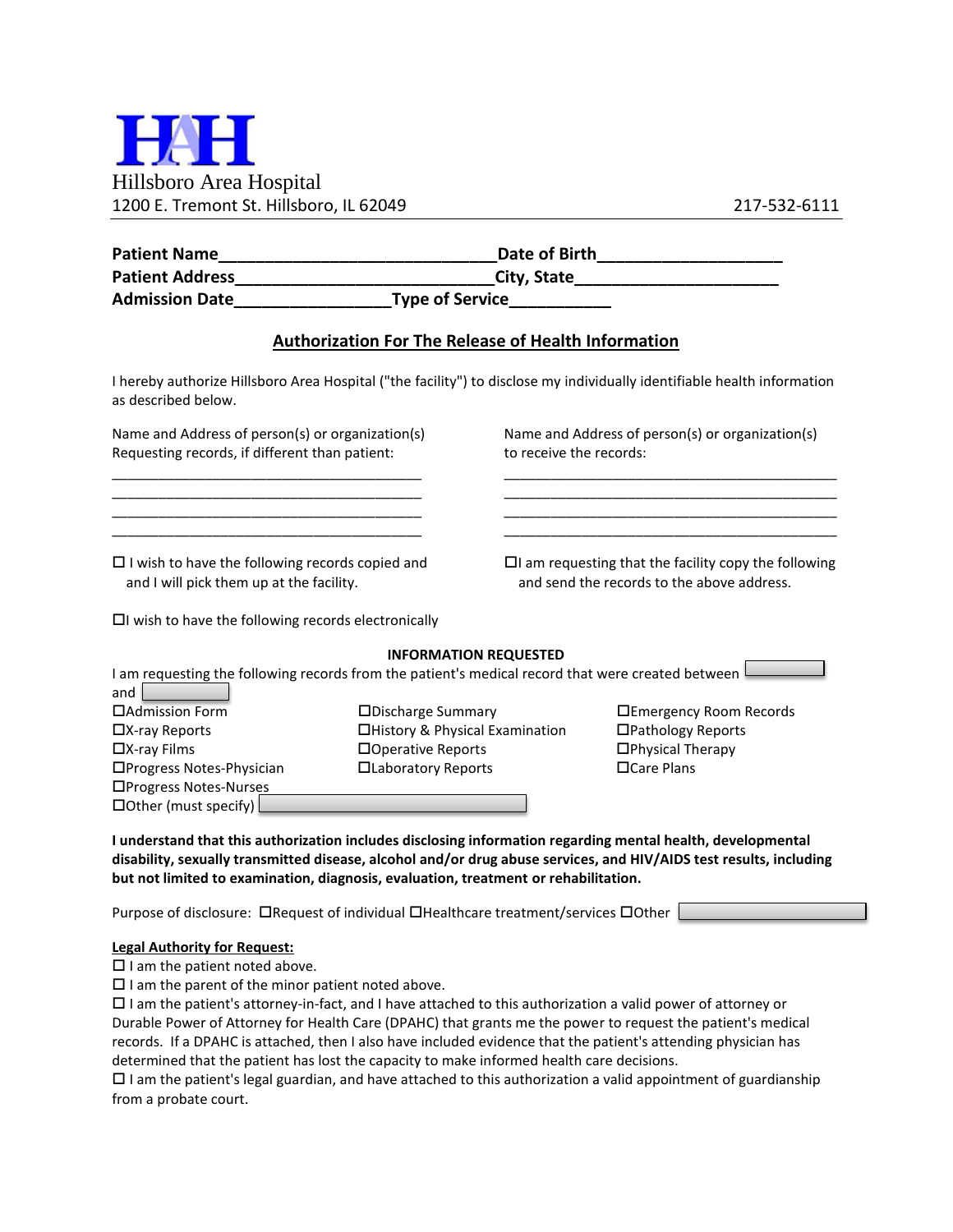HAH

Hillsboro Area Hospital

1200 E. Tremont St. Hillsboro, IL 62049 217-532-6111

**Patient Name______________________________Date of Birth____________________**
**Patient Address____________________________City, State______________________**
**Admission Date_________________Type of Service___________**

## Authorization For The Release of Health Information

I hereby authorize Hillsboro Area Hospital ("the facility") to disclose my individually identifiable health information as described below.

Name and Address of person(s) or organization(s) Requesting records, if different than patient:

________________________________________
________________________________________
________________________________________
________________________________________

Name and Address of person(s) or organization(s) to receive the records:

____________________________________________
____________________________________________
____________________________________________
____________________________________________

☐ I wish to have the following records copied and and I will pick them up at the facility.

☐ I am requesting that the facility copy the following and send the records to the above address.

☐ I wish to have the following records electronically

### INFORMATION REQUESTED

I am requesting the following records from the patient's medical record that were created between __________ and __________

| | | |
|---|---|---|
| ☐Admission Form | ☐Discharge Summary | ☐Emergency Room Records |
| ☐X-ray Reports | ☐History & Physical Examination | ☐Pathology Reports |
| ☐X-ray Films | ☐Operative Reports | ☐Physical Therapy |
| ☐Progress Notes-Physician | ☐Laboratory Reports | ☐Care Plans |
| ☐Progress Notes-Nurses | | |

☐Other (must specify) __________________________

**I understand that this authorization includes disclosing information regarding mental health, developmental disability, sexually transmitted disease, alcohol and/or drug abuse services, and HIV/AIDS test results, including but not limited to examination, diagnosis, evaluation, treatment or rehabilitation.**

Purpose of disclosure: ☐Request of individual ☐Healthcare treatment/services ☐Other __________________

**Legal Authority for Request:**

☐ I am the patient noted above.

☐ I am the parent of the minor patient noted above.

☐ I am the patient's attorney-in-fact, and I have attached to this authorization a valid power of attorney or Durable Power of Attorney for Health Care (DPAHC) that grants me the power to request the patient's medical records. If a DPAHC is attached, then I also have included evidence that the patient's attending physician has determined that the patient has lost the capacity to make informed health care decisions.

☐ I am the patient's legal guardian, and have attached to this authorization a valid appointment of guardianship from a probate court.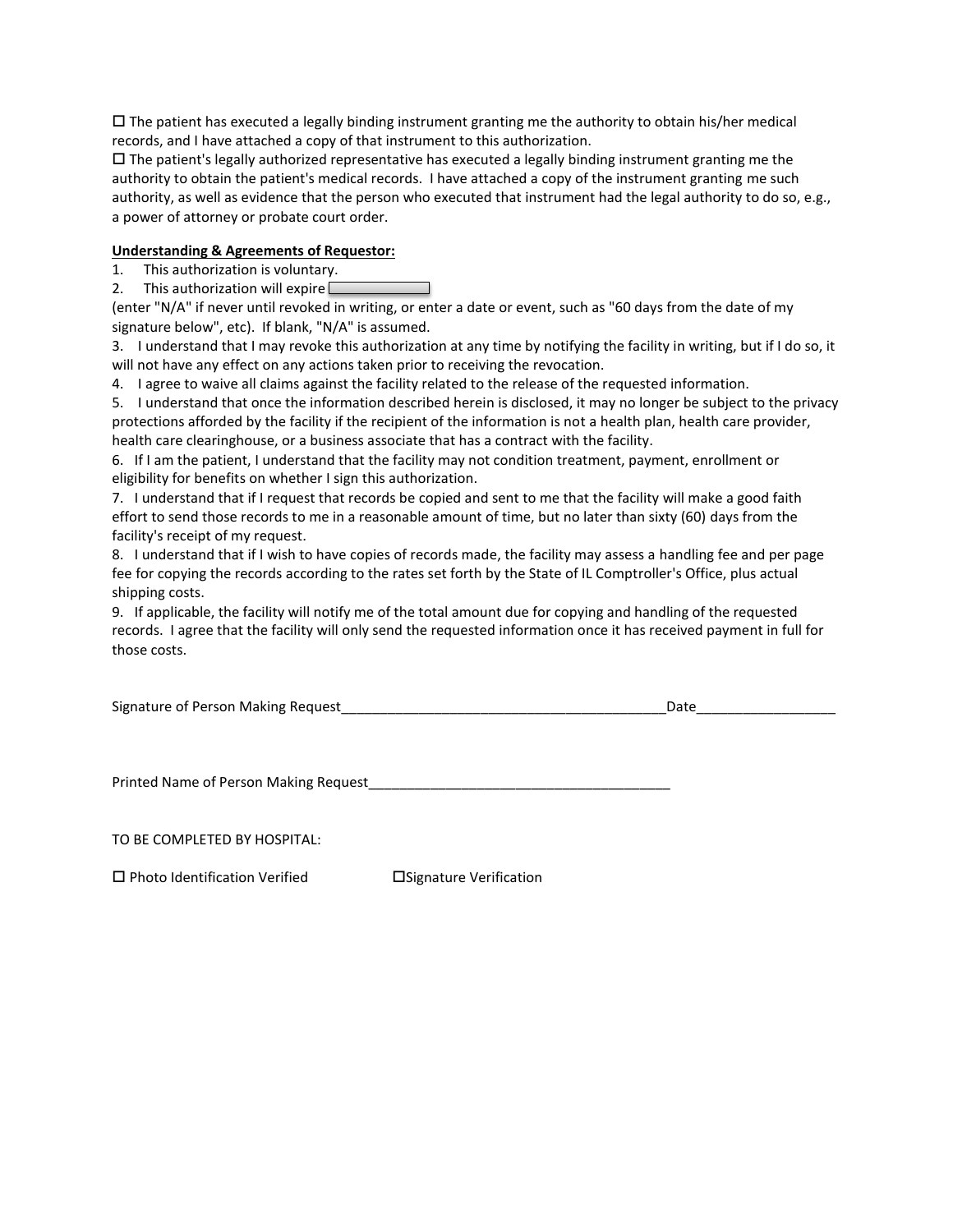☐ The patient has executed a legally binding instrument granting me the authority to obtain his/her medical records, and I have attached a copy of that instrument to this authorization.

☐ The patient's legally authorized representative has executed a legally binding instrument granting me the authority to obtain the patient's medical records. I have attached a copy of the instrument granting me such authority, as well as evidence that the person who executed that instrument had the legal authority to do so, e.g., a power of attorney or probate court order.

**Understanding & Agreements of Requestor:**

1. This authorization is voluntary.
2. This authorization will expire ______________
(enter "N/A" if never until revoked in writing, or enter a date or event, such as "60 days from the date of my signature below", etc). If blank, "N/A" is assumed.
3. I understand that I may revoke this authorization at any time by notifying the facility in writing, but if I do so, it will not have any effect on any actions taken prior to receiving the revocation.
4. I agree to waive all claims against the facility related to the release of the requested information.
5. I understand that once the information described herein is disclosed, it may no longer be subject to the privacy protections afforded by the facility if the recipient of the information is not a health plan, health care provider, health care clearinghouse, or a business associate that has a contract with the facility.
6. If I am the patient, I understand that the facility may not condition treatment, payment, enrollment or eligibility for benefits on whether I sign this authorization.
7. I understand that if I request that records be copied and sent to me that the facility will make a good faith effort to send those records to me in a reasonable amount of time, but no later than sixty (60) days from the facility's receipt of my request.
8. I understand that if I wish to have copies of records made, the facility may assess a handling fee and per page fee for copying the records according to the rates set forth by the State of IL Comptroller's Office, plus actual shipping costs.
9. If applicable, the facility will notify me of the total amount due for copying and handling of the requested records. I agree that the facility will only send the requested information once it has received payment in full for those costs.

Signature of Person Making Request___________________________________________Date__________________

Printed Name of Person Making Request_______________________________________

TO BE COMPLETED BY HOSPITAL:

☐ Photo Identification Verified ☐ Signature Verification